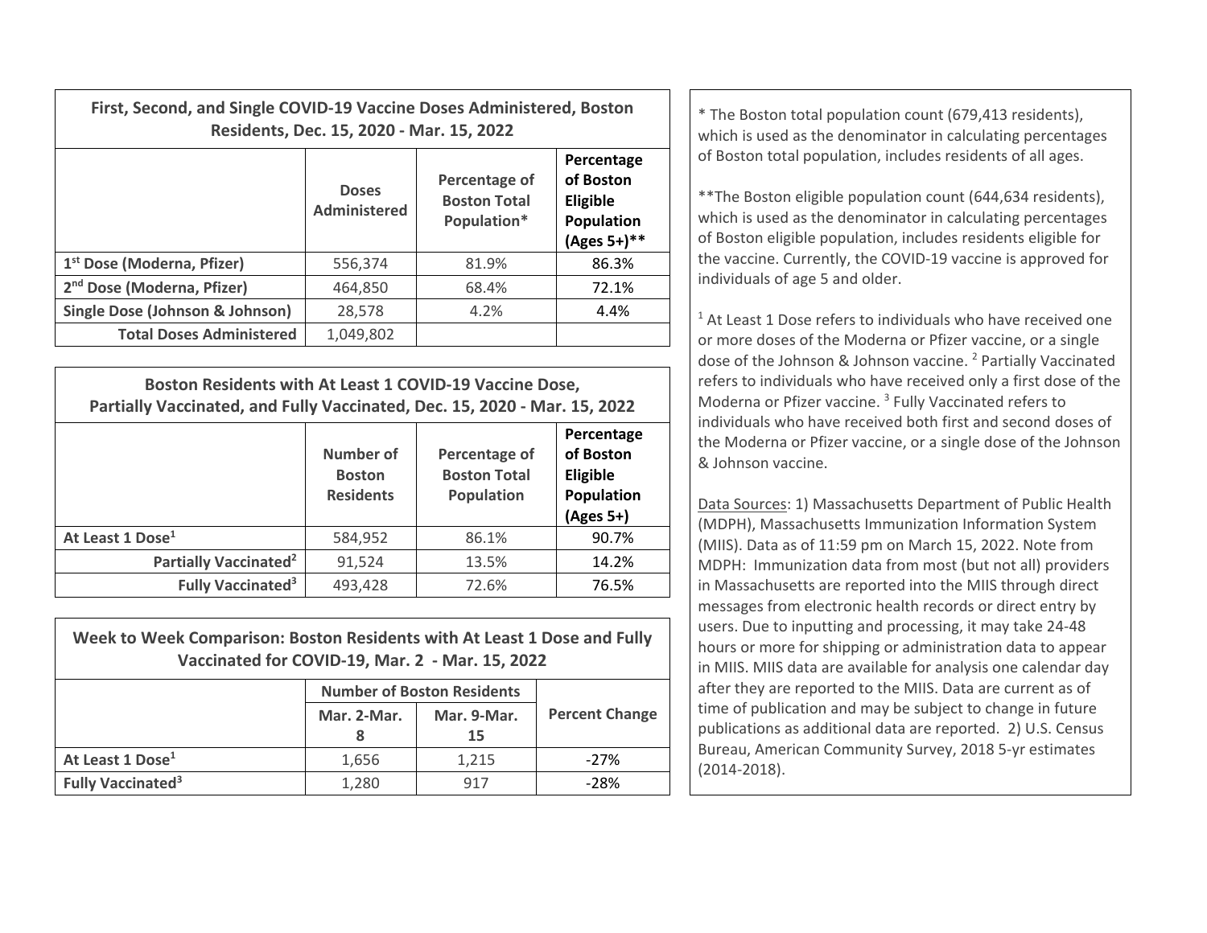| First, Second, and Single COVID-19 Vaccine Doses Administered, Boston Residents, Dec. 15, 2020 - Mar. 15, 2022 | | | |
|---|---|---|---|
| | **Doses Administered** | **Percentage of Boston Total Population*** | **Percentage of Boston Eligible Population (Ages 5+)**** |
| **1st Dose (Moderna, Pfizer)** | 556,374 | 81.9% | 86.3% |
| **2nd Dose (Moderna, Pfizer)** | 464,850 | 68.4% | 72.1% |
| **Single Dose (Johnson & Johnson)** | 28,578 | 4.2% | 4.4% |
| **Total Doses Administered** | 1,049,802 | | |

| Boston Residents with At Least 1 COVID-19 Vaccine Dose, Partially Vaccinated, and Fully Vaccinated, Dec. 15, 2020 - Mar. 15, 2022 | | | |
|---|---|---|---|
| | **Number of Boston Residents** | **Percentage of Boston Total Population** | **Percentage of Boston Eligible Population (Ages 5+)** |
| **At Least 1 Dose[1]** | 584,952 | 86.1% | 90.7% |
| **Partially Vaccinated[2]** | 91,524 | 13.5% | 14.2% |
| **Fully Vaccinated[3]** | 493,428 | 72.6% | 76.5% |

| Week to Week Comparison: Boston Residents with At Least 1 Dose and Fully Vaccinated for COVID-19, Mar. 2 - Mar. 15, 2022 | | | |
|---|---|---|---|
| | **Number of Boston Residents** | | **Percent Change** |
| | **Mar. 2-Mar. 8** | **Mar. 9-Mar. 15** | |
| **At Least 1 Dose[1]** | 1,656 | 1,215 | -27% |
| **Fully Vaccinated[3]** | 1,280 | 917 | -28% |

* The Boston total population count (679,413 residents), which is used as the denominator in calculating percentages of Boston total population, includes residents of all ages.

**The Boston eligible population count (644,634 residents), which is used as the denominator in calculating percentages of Boston eligible population, includes residents eligible for the vaccine. Currently, the COVID-19 vaccine is approved for individuals of age 5 and older.

[1] At Least 1 Dose refers to individuals who have received one or more doses of the Moderna or Pfizer vaccine, or a single dose of the Johnson & Johnson vaccine. [2] Partially Vaccinated refers to individuals who have received only a first dose of the Moderna or Pfizer vaccine. [3] Fully Vaccinated refers to individuals who have received both first and second doses of the Moderna or Pfizer vaccine, or a single dose of the Johnson & Johnson vaccine.

Data Sources: 1) Massachusetts Department of Public Health (MDPH), Massachusetts Immunization Information System (MIIS). Data as of 11:59 pm on March 15, 2022. Note from MDPH: Immunization data from most (but not all) providers in Massachusetts are reported into the MIIS through direct messages from electronic health records or direct entry by users. Due to inputting and processing, it may take 24-48 hours or more for shipping or administration data to appear in MIIS. MIIS data are available for analysis one calendar day after they are reported to the MIIS. Data are current as of time of publication and may be subject to change in future publications as additional data are reported. 2) U.S. Census Bureau, American Community Survey, 2018 5-yr estimates (2014-2018).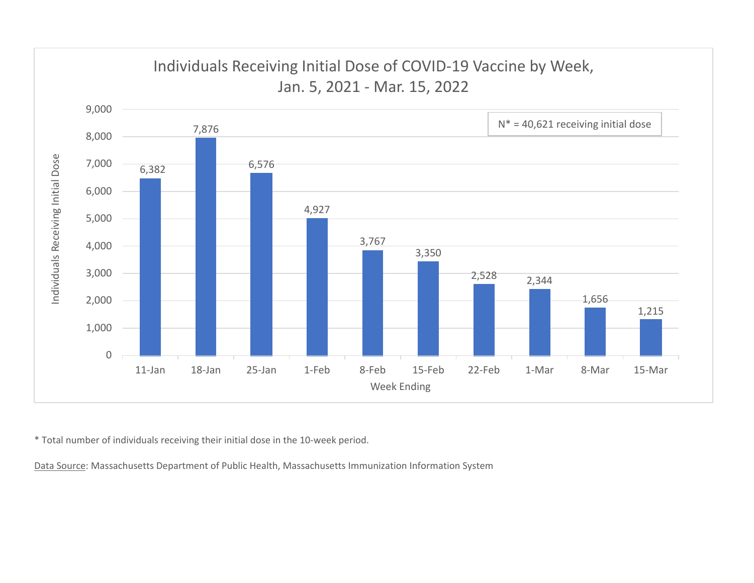## Individuals Receiving Initial Dose of COVID-19 Vaccine by Week, Jan. 5, 2021 - Mar. 15, 2022

N* = 40,621 receiving initial dose

| Week Ending | Individuals Receiving Initial Dose |
|---|---|
| 11-Jan | 6,382 |
| 18-Jan | 7,876 |
| 25-Jan | 6,576 |
| 1-Feb | 4,927 |
| 8-Feb | 3,767 |
| 15-Feb | 3,350 |
| 22-Feb | 2,528 |
| 1-Mar | 2,344 |
| 8-Mar | 1,656 |
| 15-Mar | 1,215 |

\* Total number of individuals receiving their initial dose in the 10-week period.

Data Source: Massachusetts Department of Public Health, Massachusetts Immunization Information System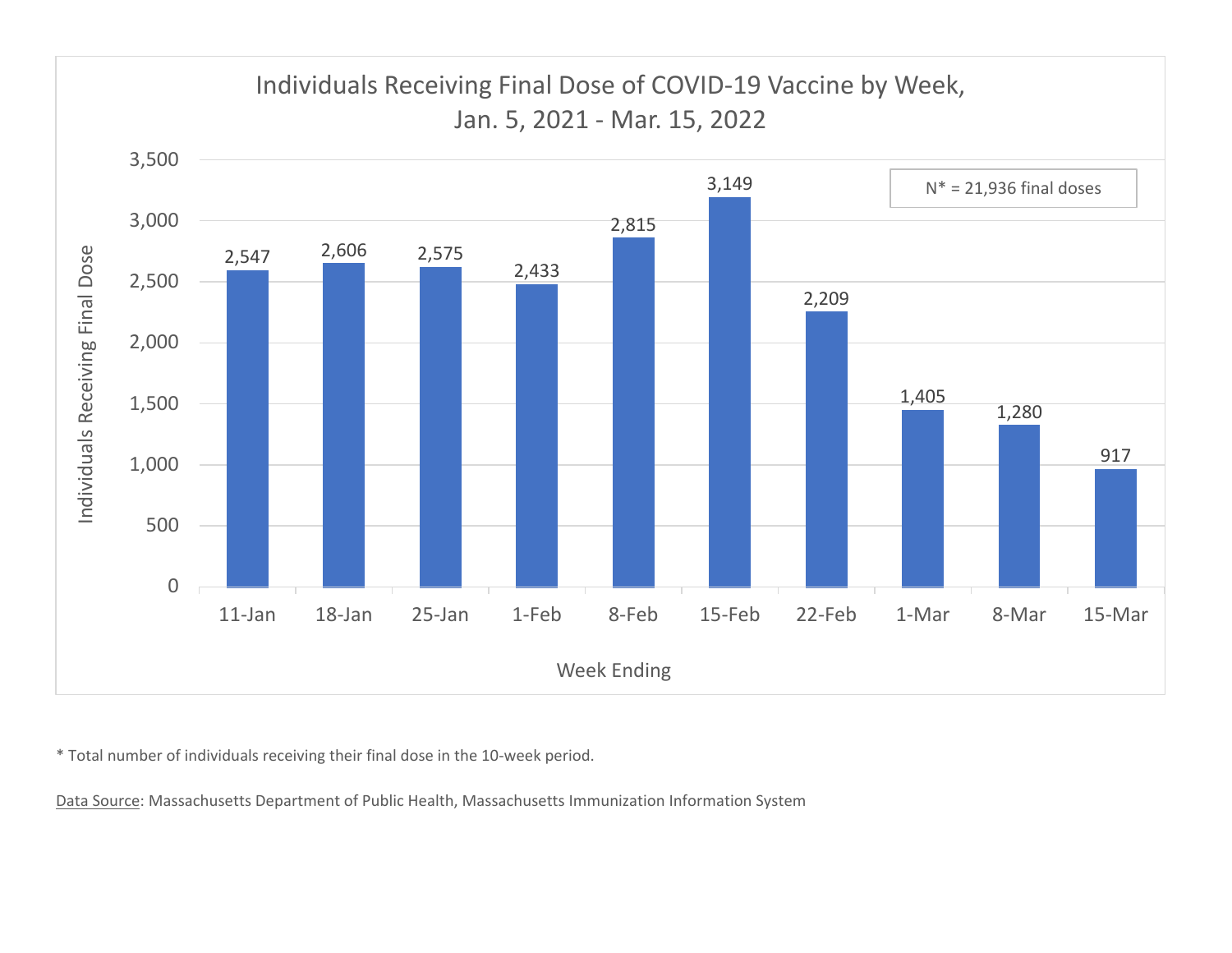## Individuals Receiving Final Dose of COVID-19 Vaccine by Week, Jan. 5, 2021 - Mar. 15, 2022

N* = 21,936 final doses

| Week Ending | Individuals Receiving Final Dose |
|---|---|
| 11-Jan | 2,547 |
| 18-Jan | 2,606 |
| 25-Jan | 2,575 |
| 1-Feb | 2,433 |
| 8-Feb | 2,815 |
| 15-Feb | 3,149 |
| 22-Feb | 2,209 |
| 1-Mar | 1,405 |
| 8-Mar | 1,280 |
| 15-Mar | 917 |

* Total number of individuals receiving their final dose in the 10-week period.

Data Source: Massachusetts Department of Public Health, Massachusetts Immunization Information System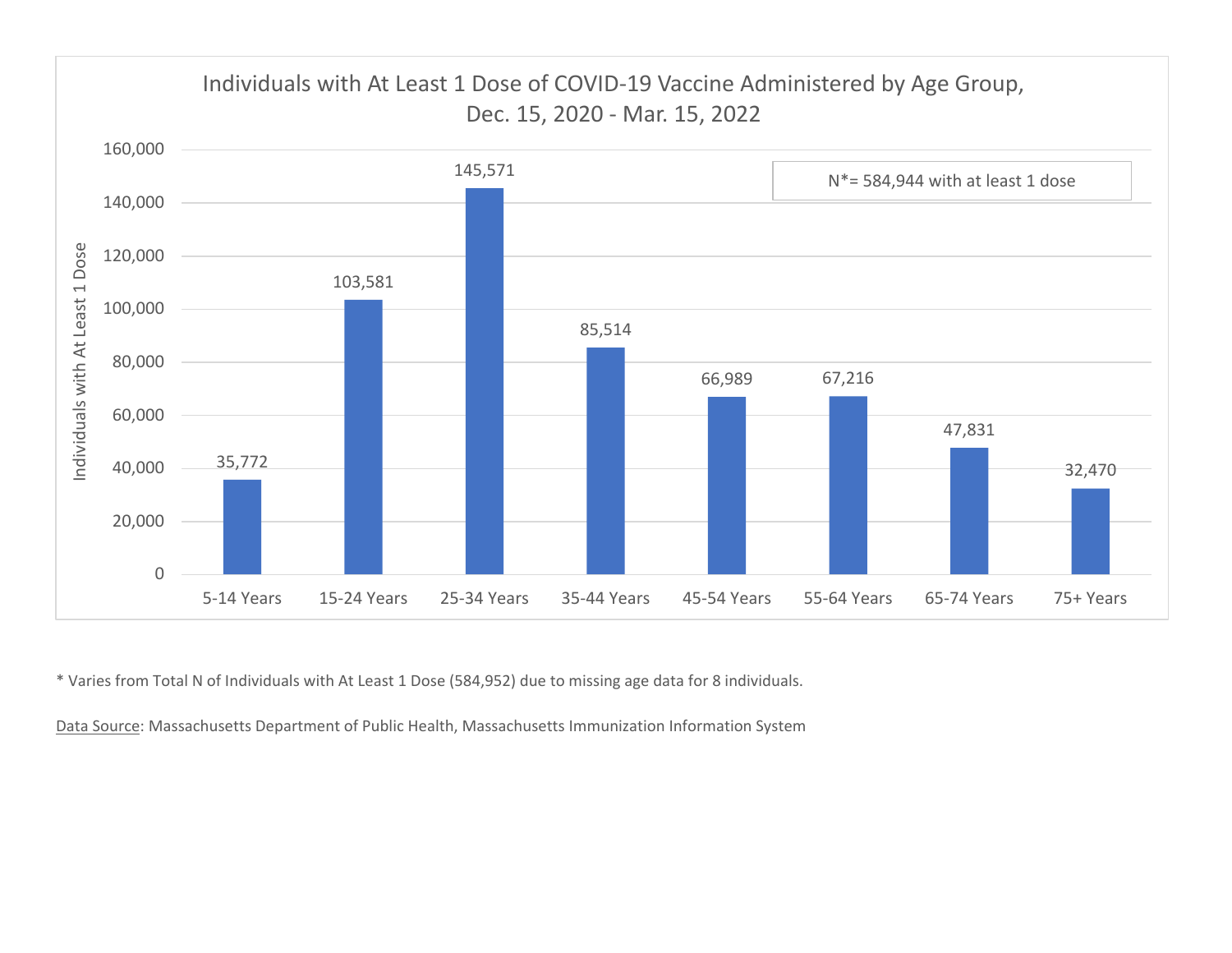## Individuals with At Least 1 Dose of COVID-19 Vaccine Administered by Age Group, Dec. 15, 2020 - Mar. 15, 2022

N*= 584,944 with at least 1 dose

| Age Group | Individuals with At Least 1 Dose |
|---|---|
| 5-14 Years | 35,772 |
| 15-24 Years | 103,581 |
| 25-34 Years | 145,571 |
| 35-44 Years | 85,514 |
| 45-54 Years | 66,989 |
| 55-64 Years | 67,216 |
| 65-74 Years | 47,831 |
| 75+ Years | 32,470 |

* Varies from Total N of Individuals with At Least 1 Dose (584,952) due to missing age data for 8 individuals.

Data Source: Massachusetts Department of Public Health, Massachusetts Immunization Information System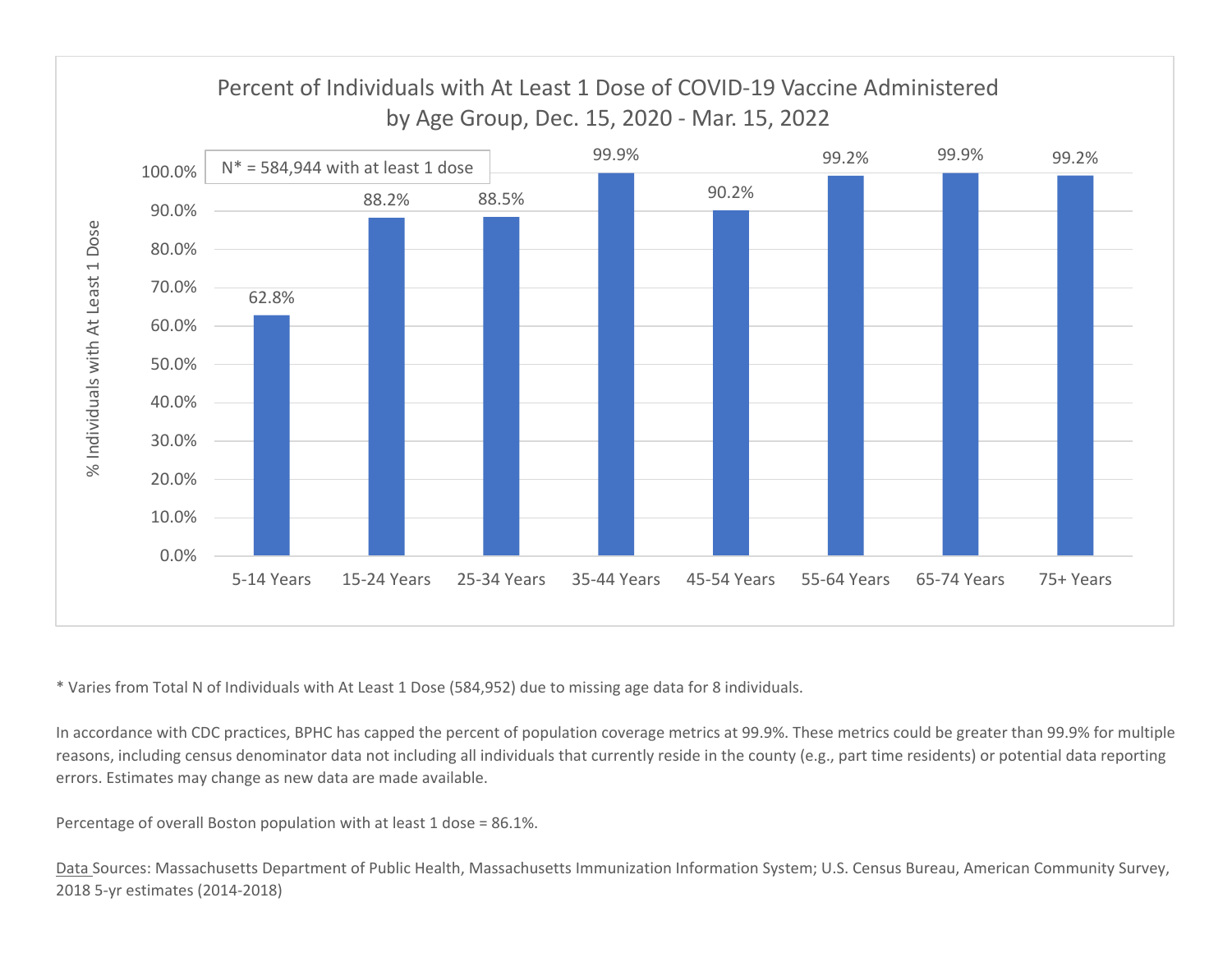## Percent of Individuals with At Least 1 Dose of COVID-19 Vaccine Administered by Age Group, Dec. 15, 2020 - Mar. 15, 2022

N* = 584,944 with at least 1 dose

| Age Group | % Individuals with At Least 1 Dose |
| --- | --- |
| 5-14 Years | 62.8% |
| 15-24 Years | 88.2% |
| 25-34 Years | 88.5% |
| 35-44 Years | 99.9% |
| 45-54 Years | 90.2% |
| 55-64 Years | 99.2% |
| 65-74 Years | 99.9% |
| 75+ Years | 99.2% |

* Varies from Total N of Individuals with At Least 1 Dose (584,952) due to missing age data for 8 individuals.

In accordance with CDC practices, BPHC has capped the percent of population coverage metrics at 99.9%. These metrics could be greater than 99.9% for multiple reasons, including census denominator data not including all individuals that currently reside in the county (e.g., part time residents) or potential data reporting errors. Estimates may change as new data are made available.

Percentage of overall Boston population with at least 1 dose = 86.1%.

Data Sources: Massachusetts Department of Public Health, Massachusetts Immunization Information System; U.S. Census Bureau, American Community Survey, 2018 5-yr estimates (2014-2018)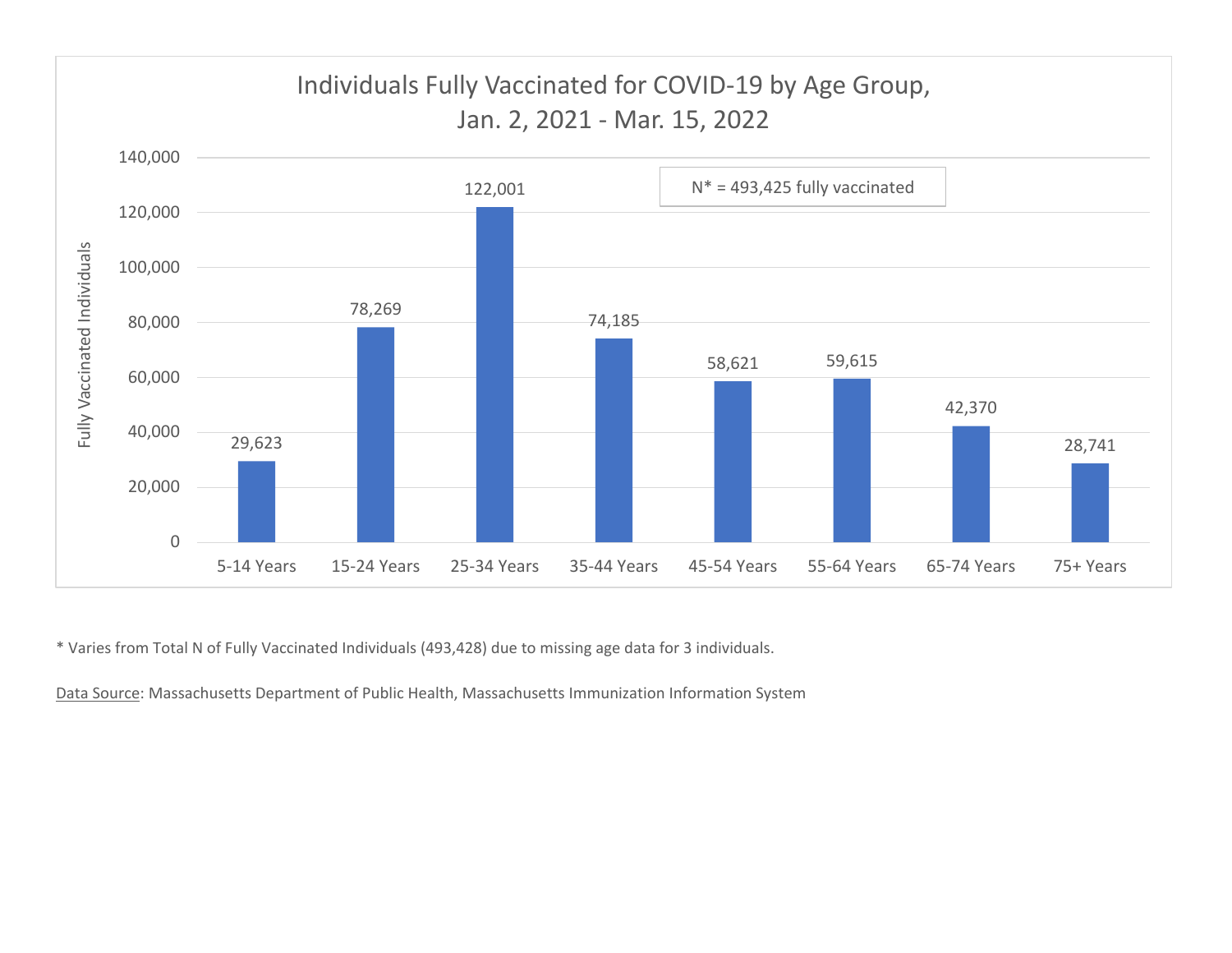## Individuals Fully Vaccinated for COVID-19 by Age Group, Jan. 2, 2021 - Mar. 15, 2022

N* = 493,425 fully vaccinated

| Age Group | Fully Vaccinated Individuals |
|---|---|
| 5-14 Years | 29,623 |
| 15-24 Years | 78,269 |
| 25-34 Years | 122,001 |
| 35-44 Years | 74,185 |
| 45-54 Years | 58,621 |
| 55-64 Years | 59,615 |
| 65-74 Years | 42,370 |
| 75+ Years | 28,741 |

* Varies from Total N of Fully Vaccinated Individuals (493,428) due to missing age data for 3 individuals.

Data Source: Massachusetts Department of Public Health, Massachusetts Immunization Information System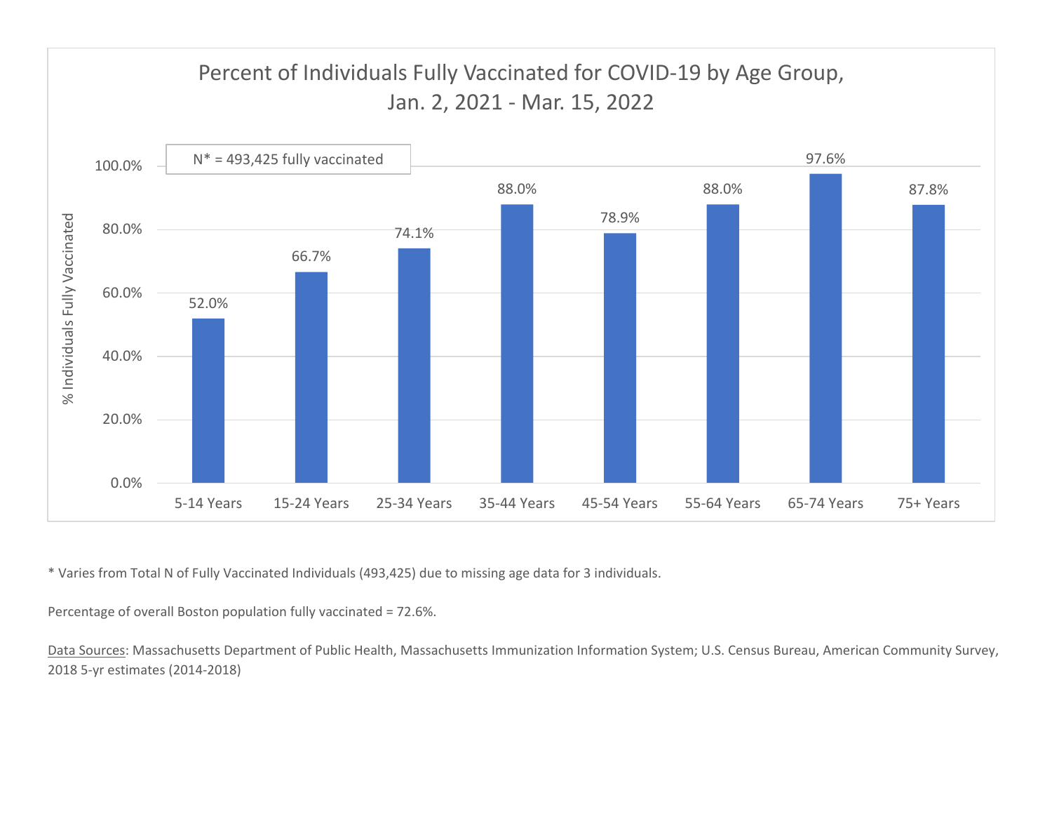## Percent of Individuals Fully Vaccinated for COVID-19 by Age Group, Jan. 2, 2021 - Mar. 15, 2022

N* = 493,425 fully vaccinated

| Age Group | % Individuals Fully Vaccinated |
| --- | --- |
| 5-14 Years | 52.0% |
| 15-24 Years | 66.7% |
| 25-34 Years | 74.1% |
| 35-44 Years | 88.0% |
| 45-54 Years | 78.9% |
| 55-64 Years | 88.0% |
| 65-74 Years | 97.6% |
| 75+ Years | 87.8% |

* Varies from Total N of Fully Vaccinated Individuals (493,425) due to missing age data for 3 individuals.

Percentage of overall Boston population fully vaccinated = 72.6%.

Data Sources: Massachusetts Department of Public Health, Massachusetts Immunization Information System; U.S. Census Bureau, American Community Survey, 2018 5-yr estimates (2014-2018)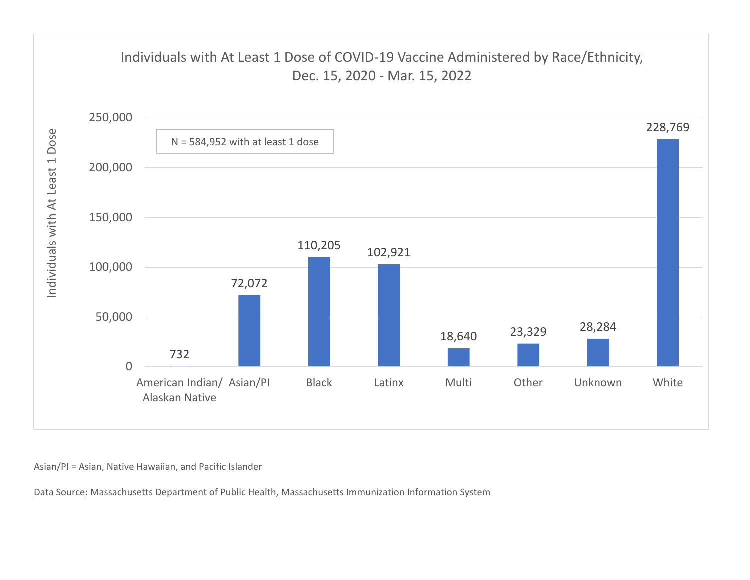## Individuals with At Least 1 Dose of COVID-19 Vaccine Administered by Race/Ethnicity, Dec. 15, 2020 - Mar. 15, 2022

N = 584,952 with at least 1 dose

| Race/Ethnicity | Individuals with At Least 1 Dose |
| --- | --- |
| American Indian/ Alaskan Native | 732 |
| Asian/PI | 72,072 |
| Black | 110,205 |
| Latinx | 102,921 |
| Multi | 18,640 |
| Other | 23,329 |
| Unknown | 28,284 |
| White | 228,769 |

Asian/PI = Asian, Native Hawaiian, and Pacific Islander

Data Source: Massachusetts Department of Public Health, Massachusetts Immunization Information System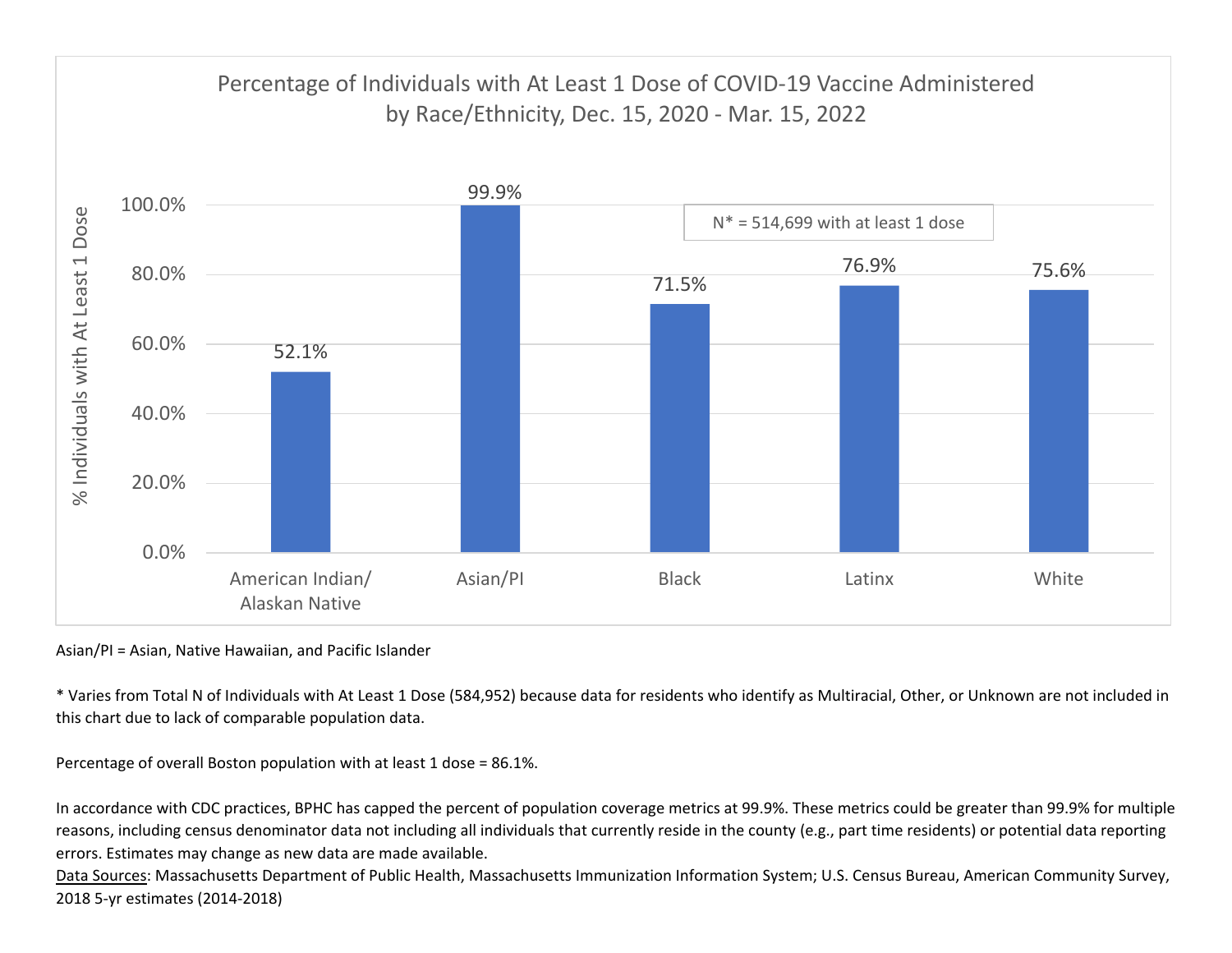## Percentage of Individuals with At Least 1 Dose of COVID-19 Vaccine Administered by Race/Ethnicity, Dec. 15, 2020 - Mar. 15, 2022

N* = 514,699 with at least 1 dose

| Race/Ethnicity | % Individuals with At Least 1 Dose |
| --- | --- |
| American Indian/ Alaskan Native | 52.1% |
| Asian/PI | 99.9% |
| Black | 71.5% |
| Latinx | 76.9% |
| White | 75.6% |

Asian/PI = Asian, Native Hawaiian, and Pacific Islander

* Varies from Total N of Individuals with At Least 1 Dose (584,952) because data for residents who identify as Multiracial, Other, or Unknown are not included in this chart due to lack of comparable population data.

Percentage of overall Boston population with at least 1 dose = 86.1%.

In accordance with CDC practices, BPHC has capped the percent of population coverage metrics at 99.9%. These metrics could be greater than 99.9% for multiple reasons, including census denominator data not including all individuals that currently reside in the county (e.g., part time residents) or potential data reporting errors. Estimates may change as new data are made available.

Data Sources: Massachusetts Department of Public Health, Massachusetts Immunization Information System; U.S. Census Bureau, American Community Survey, 2018 5-yr estimates (2014-2018)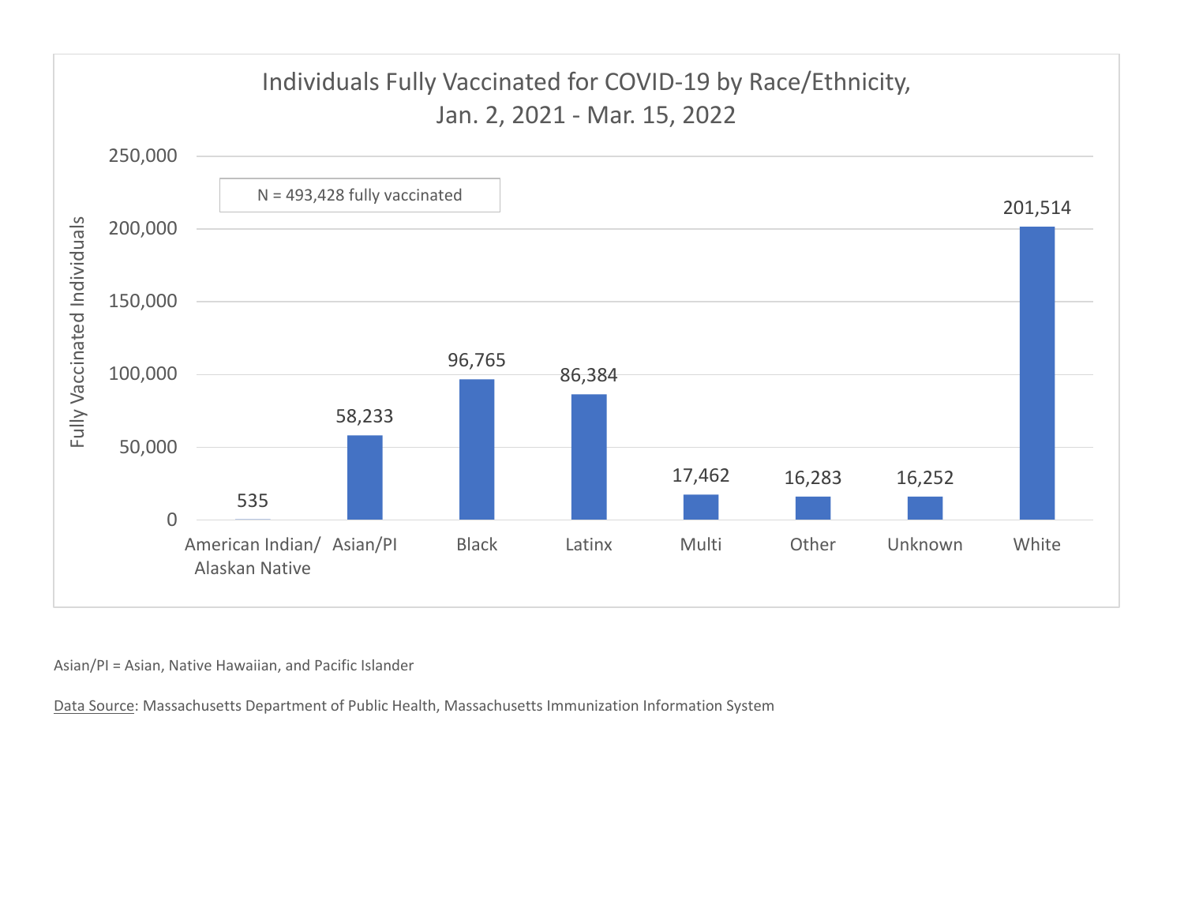## Individuals Fully Vaccinated for COVID-19 by Race/Ethnicity, Jan. 2, 2021 - Mar. 15, 2022

N = 493,428 fully vaccinated

| Race/Ethnicity | Fully Vaccinated Individuals |
| --- | --- |
| American Indian/ Alaskan Native | 535 |
| Asian/PI | 58,233 |
| Black | 96,765 |
| Latinx | 86,384 |
| Multi | 17,462 |
| Other | 16,283 |
| Unknown | 16,252 |
| White | 201,514 |

Asian/PI = Asian, Native Hawaiian, and Pacific Islander

Data Source: Massachusetts Department of Public Health, Massachusetts Immunization Information System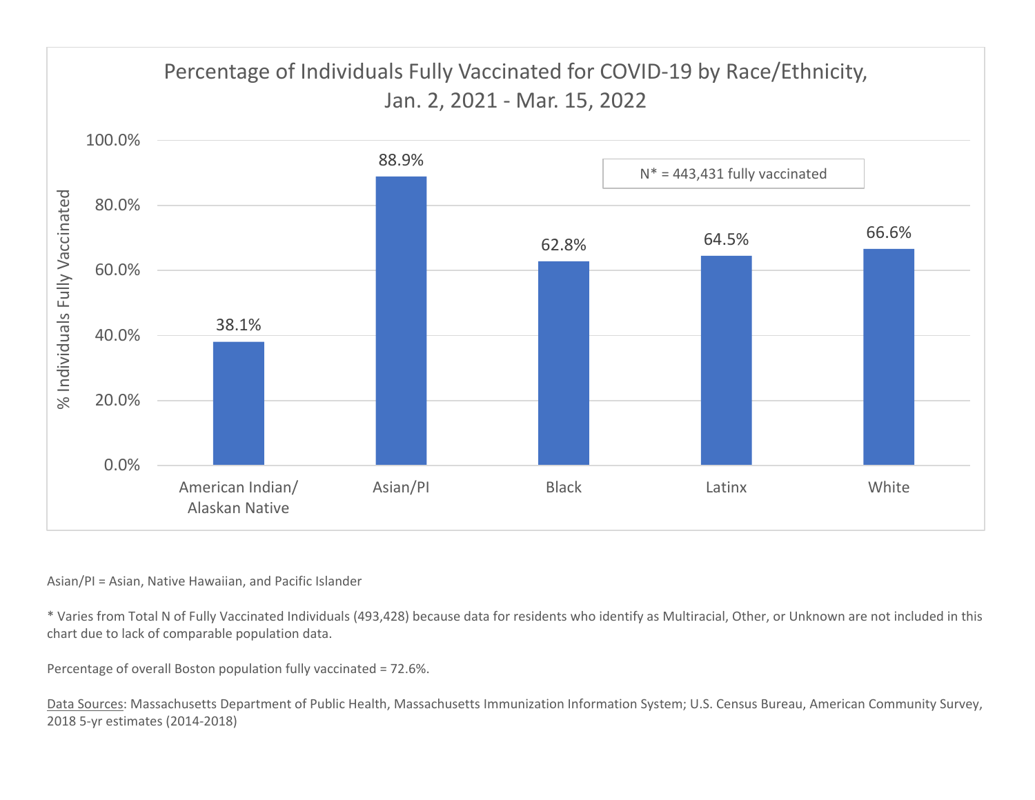## Percentage of Individuals Fully Vaccinated for COVID-19 by Race/Ethnicity, Jan. 2, 2021 - Mar. 15, 2022

N* = 443,431 fully vaccinated

| Race/Ethnicity | % Individuals Fully Vaccinated |
| --- | --- |
| American Indian/ Alaskan Native | 38.1% |
| Asian/PI | 88.9% |
| Black | 62.8% |
| Latinx | 64.5% |
| White | 66.6% |

Asian/PI = Asian, Native Hawaiian, and Pacific Islander

* Varies from Total N of Fully Vaccinated Individuals (493,428) because data for residents who identify as Multiracial, Other, or Unknown are not included in this chart due to lack of comparable population data.

Percentage of overall Boston population fully vaccinated = 72.6%.

Data Sources: Massachusetts Department of Public Health, Massachusetts Immunization Information System; U.S. Census Bureau, American Community Survey, 2018 5-yr estimates (2014-2018)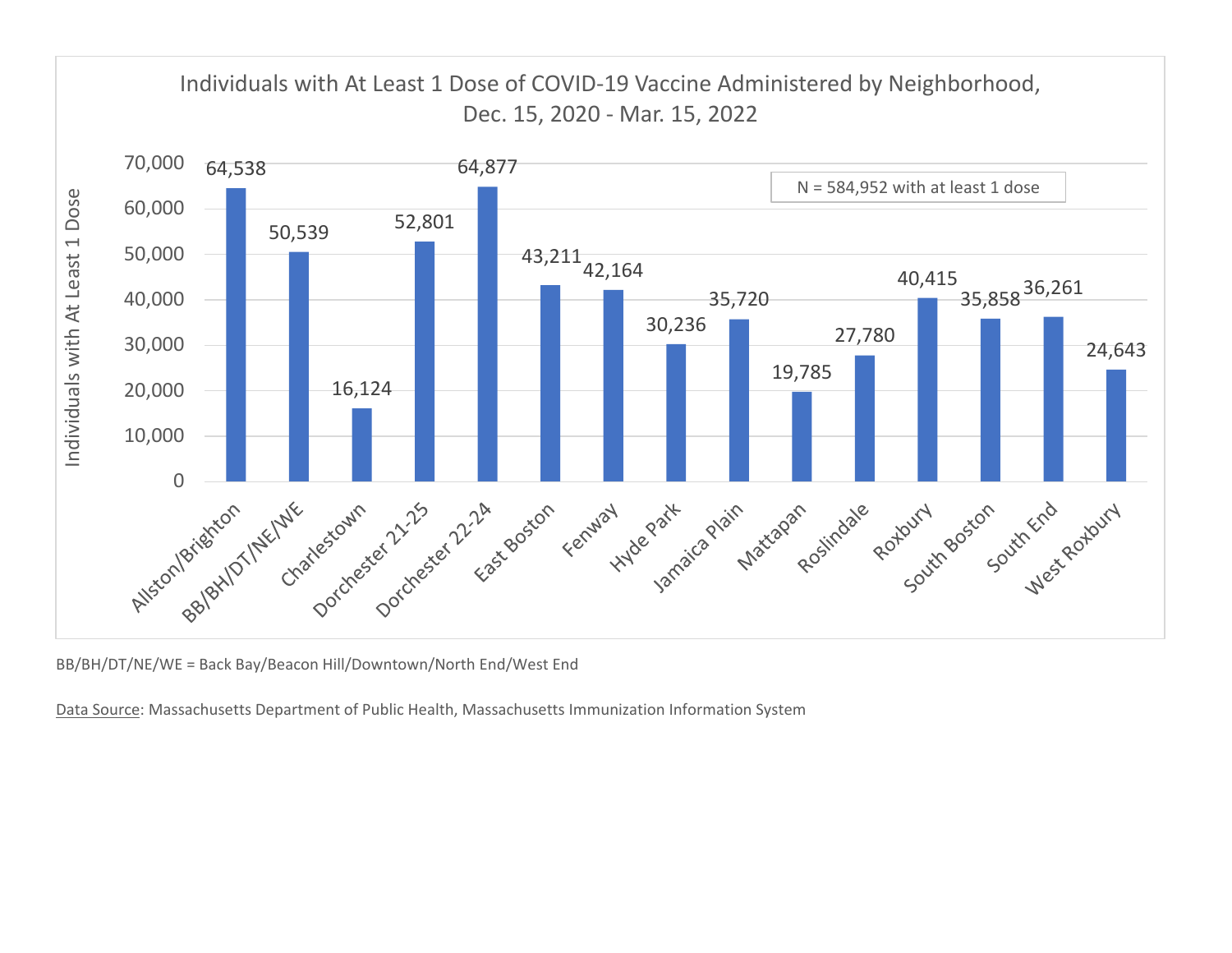## Individuals with At Least 1 Dose of COVID-19 Vaccine Administered by Neighborhood, Dec. 15, 2020 - Mar. 15, 2022

N = 584,952 with at least 1 dose

| Neighborhood | Individuals with At Least 1 Dose |
| --- | --- |
| Allston/Brighton | 64,538 |
| BB/BH/DT/NE/WE | 50,539 |
| Charlestown | 16,124 |
| Dorchester 21-25 | 52,801 |
| Dorchester 22-24 | 64,877 |
| East Boston | 43,211 |
| Fenway | 42,164 |
| Hyde Park | 30,236 |
| Jamaica Plain | 35,720 |
| Mattapan | 19,785 |
| Roslindale | 27,780 |
| Roxbury | 40,415 |
| South Boston | 35,858 |
| South End | 36,261 |
| West Roxbury | 24,643 |

BB/BH/DT/NE/WE = Back Bay/Beacon Hill/Downtown/North End/West End

Data Source: Massachusetts Department of Public Health, Massachusetts Immunization Information System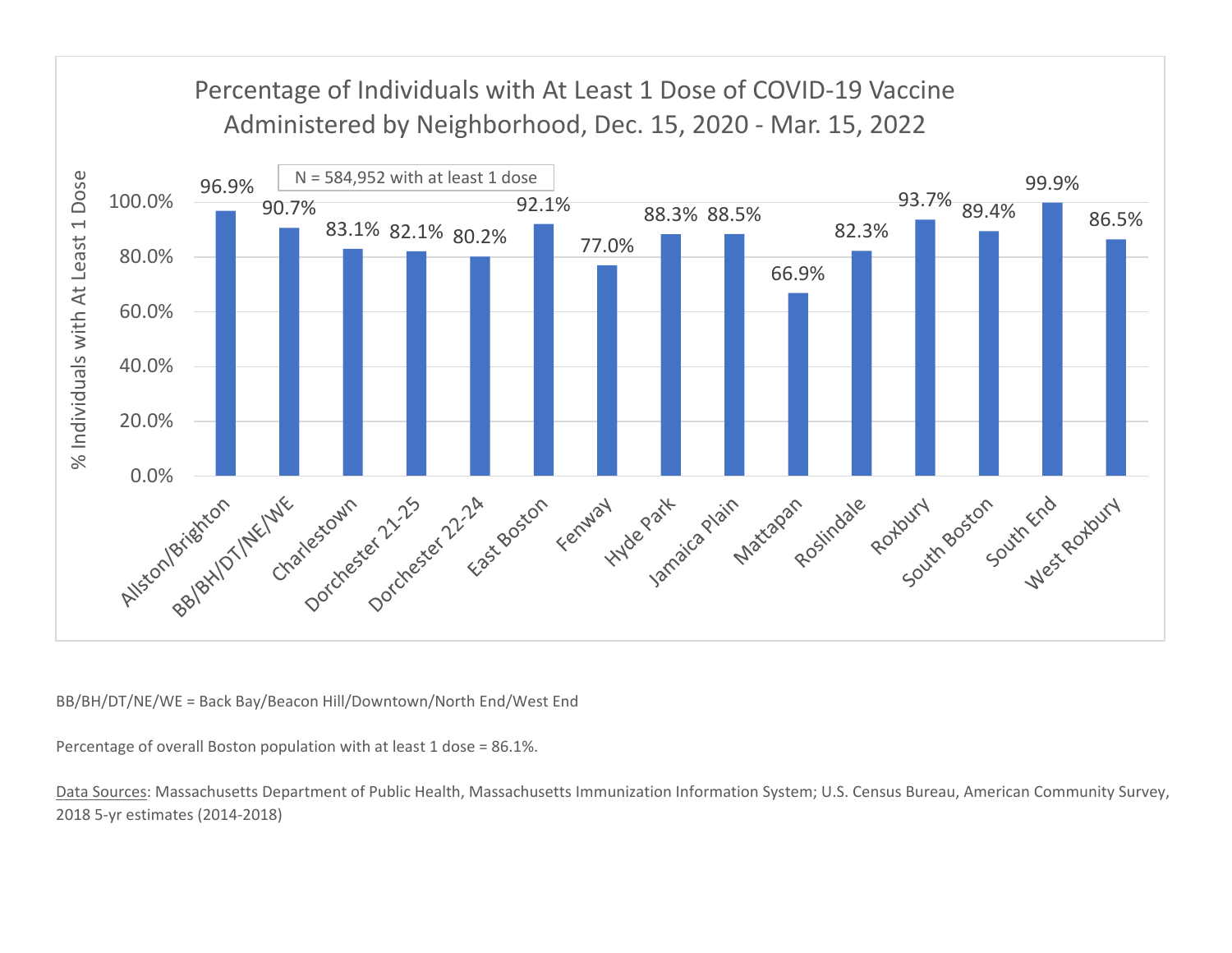## Percentage of Individuals with At Least 1 Dose of COVID-19 Vaccine Administered by Neighborhood, Dec. 15, 2020 - Mar. 15, 2022

N = 584,952 with at least 1 dose

| Neighborhood | % Individuals with At Least 1 Dose |
|---|---|
| Allston/Brighton | 96.9% |
| BB/BH/DT/NE/WE | 90.7% |
| Charlestown | 83.1% |
| Dorchester 21-25 | 82.1% |
| Dorchester 22-24 | 80.2% |
| East Boston | 92.1% |
| Fenway | 77.0% |
| Hyde Park | 88.3% |
| Jamaica Plain | 88.5% |
| Mattapan | 66.9% |
| Roslindale | 82.3% |
| Roxbury | 93.7% |
| South Boston | 89.4% |
| South End | 99.9% |
| West Roxbury | 86.5% |

BB/BH/DT/NE/WE = Back Bay/Beacon Hill/Downtown/North End/West End

Percentage of overall Boston population with at least 1 dose = 86.1%.

Data Sources: Massachusetts Department of Public Health, Massachusetts Immunization Information System; U.S. Census Bureau, American Community Survey, 2018 5-yr estimates (2014-2018)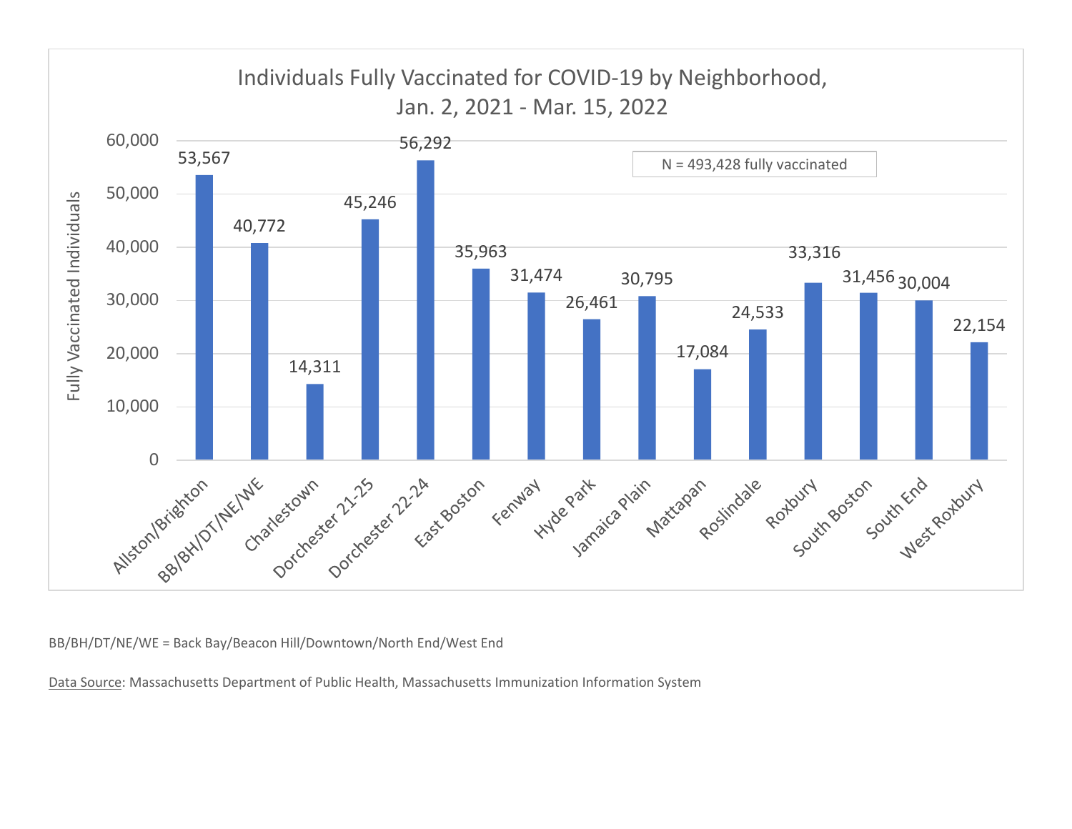## Individuals Fully Vaccinated for COVID-19 by Neighborhood, Jan. 2, 2021 - Mar. 15, 2022

N = 493,428 fully vaccinated

| Neighborhood | Fully Vaccinated Individuals |
|---|---|
| Allston/Brighton | 53,567 |
| BB/BH/DT/NE/WE | 40,772 |
| Charlestown | 14,311 |
| Dorchester 21-25 | 45,246 |
| Dorchester 22-24 | 56,292 |
| East Boston | 35,963 |
| Fenway | 31,474 |
| Hyde Park | 26,461 |
| Jamaica Plain | 30,795 |
| Mattapan | 17,084 |
| Roslindale | 24,533 |
| Roxbury | 33,316 |
| South Boston | 31,456 |
| South End | 30,004 |
| West Roxbury | 22,154 |

BB/BH/DT/NE/WE = Back Bay/Beacon Hill/Downtown/North End/West End

Data Source: Massachusetts Department of Public Health, Massachusetts Immunization Information System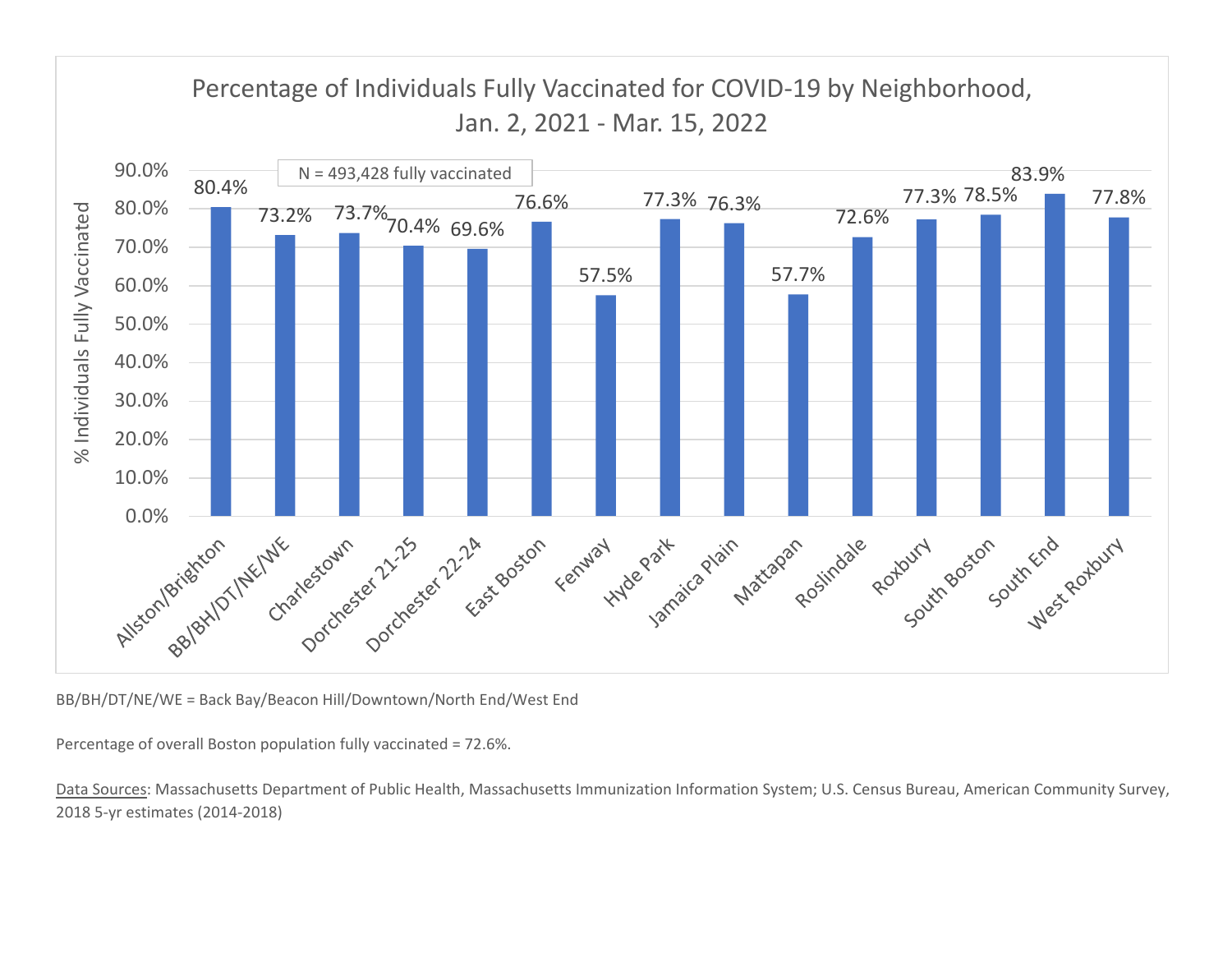## Percentage of Individuals Fully Vaccinated for COVID-19 by Neighborhood, Jan. 2, 2021 - Mar. 15, 2022

N = 493,428 fully vaccinated

| Neighborhood | % Individuals Fully Vaccinated |
|---|---|
| Allston/Brighton | 80.4% |
| BB/BH/DT/NE/WE | 73.2% |
| Charlestown | 73.7% |
| Dorchester 21-25 | 70.4% |
| Dorchester 22-24 | 69.6% |
| East Boston | 76.6% |
| Fenway | 57.5% |
| Hyde Park | 77.3% |
| Jamaica Plain | 76.3% |
| Mattapan | 57.7% |
| Roslindale | 72.6% |
| Roxbury | 77.3% |
| South Boston | 78.5% |
| South End | 83.9% |
| West Roxbury | 77.8% |

BB/BH/DT/NE/WE = Back Bay/Beacon Hill/Downtown/North End/West End

Percentage of overall Boston population fully vaccinated = 72.6%.

Data Sources: Massachusetts Department of Public Health, Massachusetts Immunization Information System; U.S. Census Bureau, American Community Survey, 2018 5-yr estimates (2014-2018)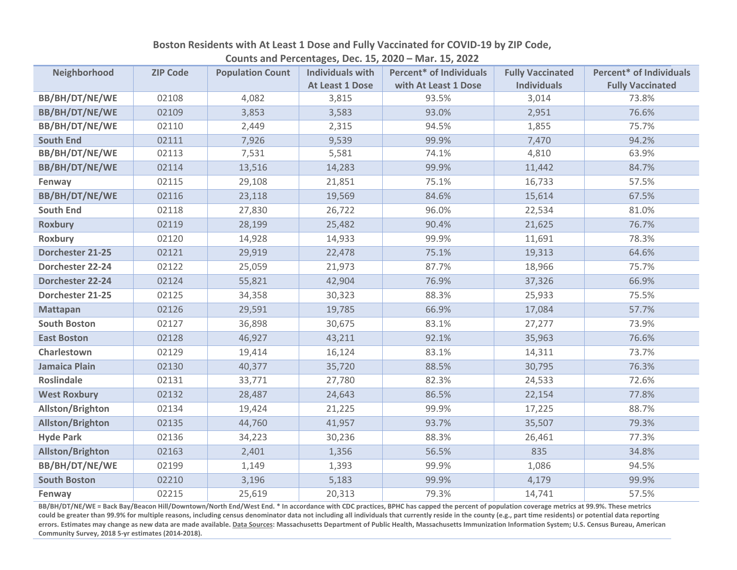## Boston Residents with At Least 1 Dose and Fully Vaccinated for COVID-19 by ZIP Code, Counts and Percentages, Dec. 15, 2020 – Mar. 15, 2022

| Neighborhood | ZIP Code | Population Count | Individuals with At Least 1 Dose | Percent* of Individuals with At Least 1 Dose | Fully Vaccinated Individuals | Percent* of Individuals Fully Vaccinated |
|---|---|---|---|---|---|---|
| BB/BH/DT/NE/WE | 02108 | 4,082 | 3,815 | 93.5% | 3,014 | 73.8% |
| BB/BH/DT/NE/WE | 02109 | 3,853 | 3,583 | 93.0% | 2,951 | 76.6% |
| BB/BH/DT/NE/WE | 02110 | 2,449 | 2,315 | 94.5% | 1,855 | 75.7% |
| South End | 02111 | 7,926 | 9,539 | 99.9% | 7,470 | 94.2% |
| BB/BH/DT/NE/WE | 02113 | 7,531 | 5,581 | 74.1% | 4,810 | 63.9% |
| BB/BH/DT/NE/WE | 02114 | 13,516 | 14,283 | 99.9% | 11,442 | 84.7% |
| Fenway | 02115 | 29,108 | 21,851 | 75.1% | 16,733 | 57.5% |
| BB/BH/DT/NE/WE | 02116 | 23,118 | 19,569 | 84.6% | 15,614 | 67.5% |
| South End | 02118 | 27,830 | 26,722 | 96.0% | 22,534 | 81.0% |
| Roxbury | 02119 | 28,199 | 25,482 | 90.4% | 21,625 | 76.7% |
| Roxbury | 02120 | 14,928 | 14,933 | 99.9% | 11,691 | 78.3% |
| Dorchester 21-25 | 02121 | 29,919 | 22,478 | 75.1% | 19,313 | 64.6% |
| Dorchester 22-24 | 02122 | 25,059 | 21,973 | 87.7% | 18,966 | 75.7% |
| Dorchester 22-24 | 02124 | 55,821 | 42,904 | 76.9% | 37,326 | 66.9% |
| Dorchester 21-25 | 02125 | 34,358 | 30,323 | 88.3% | 25,933 | 75.5% |
| Mattapan | 02126 | 29,591 | 19,785 | 66.9% | 17,084 | 57.7% |
| South Boston | 02127 | 36,898 | 30,675 | 83.1% | 27,277 | 73.9% |
| East Boston | 02128 | 46,927 | 43,211 | 92.1% | 35,963 | 76.6% |
| Charlestown | 02129 | 19,414 | 16,124 | 83.1% | 14,311 | 73.7% |
| Jamaica Plain | 02130 | 40,377 | 35,720 | 88.5% | 30,795 | 76.3% |
| Roslindale | 02131 | 33,771 | 27,780 | 82.3% | 24,533 | 72.6% |
| West Roxbury | 02132 | 28,487 | 24,643 | 86.5% | 22,154 | 77.8% |
| Allston/Brighton | 02134 | 19,424 | 21,225 | 99.9% | 17,225 | 88.7% |
| Allston/Brighton | 02135 | 44,760 | 41,957 | 93.7% | 35,507 | 79.3% |
| Hyde Park | 02136 | 34,223 | 30,236 | 88.3% | 26,461 | 77.3% |
| Allston/Brighton | 02163 | 2,401 | 1,356 | 56.5% | 835 | 34.8% |
| BB/BH/DT/NE/WE | 02199 | 1,149 | 1,393 | 99.9% | 1,086 | 94.5% |
| South Boston | 02210 | 3,196 | 5,183 | 99.9% | 4,179 | 99.9% |
| Fenway | 02215 | 25,619 | 20,313 | 79.3% | 14,741 | 57.5% |

BB/BH/DT/NE/WE = Back Bay/Beacon Hill/Downtown/North End/West End. * In accordance with CDC practices, BPHC has capped the percent of population coverage metrics at 99.9%. These metrics could be greater than 99.9% for multiple reasons, including census denominator data not including all individuals that currently reside in the county (e.g., part time residents) or potential data reporting errors. Estimates may change as new data are made available. Data Sources: Massachusetts Department of Public Health, Massachusetts Immunization Information System; U.S. Census Bureau, American Community Survey, 2018 5-yr estimates (2014-2018).